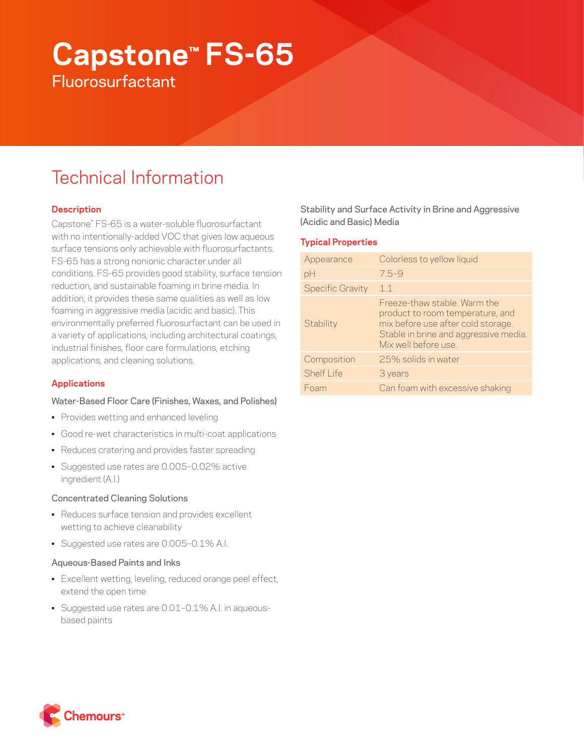# Capstone™ FS-65

Fluorosurfactant

## Technical Information

### Description

Capstone™ FS-65 is a water-soluble fluorosurfactant with no intentionally-added VOC that gives low aqueous surface tensions only achievable with fluorosurfactants. FS-65 has a strong nonionic character under all conditions. FS-65 provides good stability, surface tension reduction, and sustainable foaming in brine media. In addition, it provides these same qualities as well as low foaming in aggressive media (acidic and basic). This environmentally preferred fluorosurfactant can be used in a variety of applications, including architectural coatings, industrial finishes, floor care formulations, etching applications, and cleaning solutions.

### Applications

Water-Based Floor Care (Finishes, Waxes, and Polishes)

- Provides wetting and enhanced leveling
- Good re-wet characteristics in multi-coat applications
- Reduces cratering and provides faster spreading
- Suggested use rates are 0.005–0.02% active ingredient (A.I.)

Concentrated Cleaning Solutions

- Reduces surface tension and provides excellent wetting to achieve cleanability
- Suggested use rates are 0.005–0.1% A.I.

Aqueous-Based Paints and Inks

- Excellent wetting, leveling, reduced orange peel effect, extend the open time
- Suggested use rates are 0.01–0.1% A.I. in aqueous-based paints

Stability and Surface Activity in Brine and Aggressive (Acidic and Basic) Media

### Typical Properties

| Property | Value |
|---|---|
| Appearance | Colorless to yellow liquid |
| pH | 7.5–9 |
| Specific Gravity | 1.1 |
| Stability | Freeze-thaw stable. Warm the product to room temperature, and mix before use after cold storage. Stable in brine and aggressive media. Mix well before use. |
| Composition | 25% solids in water |
| Shelf Life | 3 years |
| Foam | Can foam with excessive shaking |

Chemours™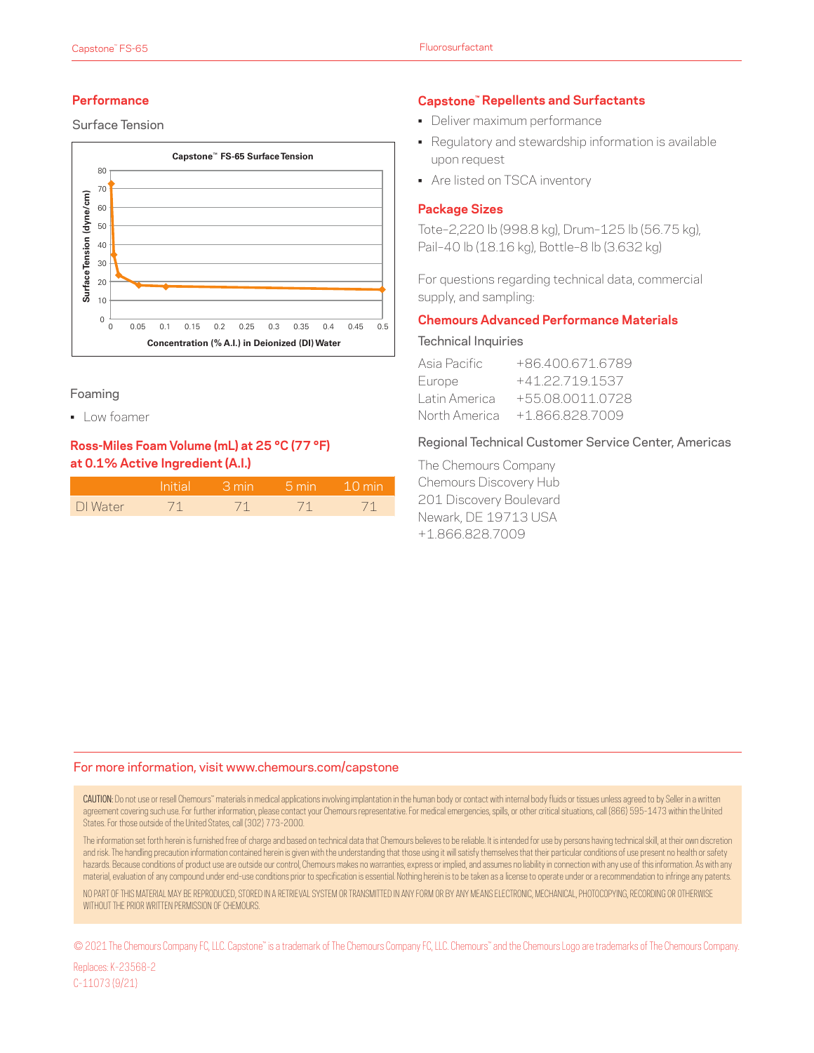## Performance

### Surface Tension

Capstone™ FS-65 Surface Tension

Surface Tension (dyne/cm)

80
70
60
50
40
30
20
10
0

0 0.05 0.1 0.15 0.2 0.25 0.3 0.35 0.4 0.45 0.5

Concentration (% A.I.) in Deionized (DI) Water

### Foaming

- Low foamer

## Ross-Miles Foam Volume (mL) at 25 °C (77 °F) at 0.1% Active Ingredient (A.I.)

| | Initial | 3 min | 5 min | 10 min |
|---|---|---|---|---|
| DI Water | 71 | 71 | 71 | 71 |

## Capstone™ Repellents and Surfactants

- Deliver maximum performance
- Regulatory and stewardship information is available upon request
- Are listed on TSCA inventory

## Package Sizes

Tote–2,220 lb (998.8 kg), Drum–125 lb (56.75 kg), Pail–40 lb (18.16 kg), Bottle–8 lb (3.632 kg)

For questions regarding technical data, commercial supply, and sampling:

## Chemours Advanced Performance Materials

Technical Inquiries

| | |
|---|---|
| Asia Pacific | +86.400.671.6789 |
| Europe | +41.22.719.1537 |
| Latin America | +55.08.0011.0728 |
| North America | +1.866.828.7009 |

Regional Technical Customer Service Center, Americas

The Chemours Company
Chemours Discovery Hub
201 Discovery Boulevard
Newark, DE 19713 USA
+1.866.828.7009

For more information, visit www.chemours.com/capstone

CAUTION: Do not use or resell Chemours™ materials in medical applications involving implantation in the human body or contact with internal body fluids or tissues unless agreed to by Seller in a written agreement covering such use. For further information, please contact your Chemours representative. For medical emergencies, spills, or other critical situations, call (866) 595-1473 within the United States. For those outside of the United States, call (302) 773-2000.

The information set forth herein is furnished free of charge and based on technical data that Chemours believes to be reliable. It is intended for use by persons having technical skill, at their own discretion and risk. The handling precaution information contained herein is given with the understanding that those using it will satisfy themselves that their particular conditions of use present no health or safety hazards. Because conditions of product use are outside our control, Chemours makes no warranties, express or implied, and assumes no liability in connection with any use of this information. As with any material, evaluation of any compound under end-use conditions prior to specification is essential. Nothing herein is to be taken as a license to operate under or a recommendation to infringe any patents.

NO PART OF THIS MATERIAL MAY BE REPRODUCED, STORED IN A RETRIEVAL SYSTEM OR TRANSMITTED IN ANY FORM OR BY ANY MEANS ELECTRONIC, MECHANICAL, PHOTOCOPYING, RECORDING OR OTHERWISE WITHOUT THE PRIOR WRITTEN PERMISSION OF CHEMOURS.

© 2021 The Chemours Company FC, LLC. Capstone™ is a trademark of The Chemours Company FC, LLC. Chemours™ and the Chemours Logo are trademarks of The Chemours Company.

Replaces: K-23568-2
C-11073 (9/21)